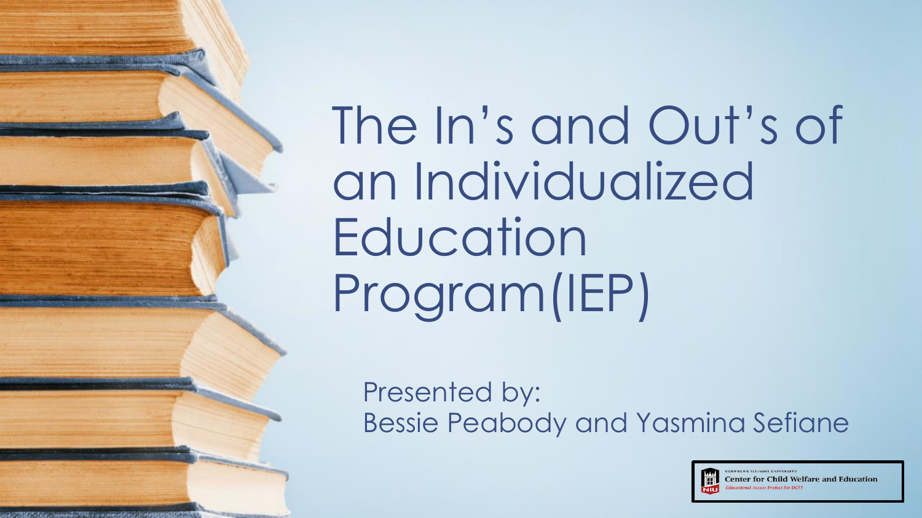# The In's and Out's of an Individualized Education Program(IEP)

Presented by:
Bessie Peabody and Yasmina Sefiane

NORTHERN ILLINOIS UNIVERSITY
Center for Child Welfare and Education
*Educational Access Project for DCFS*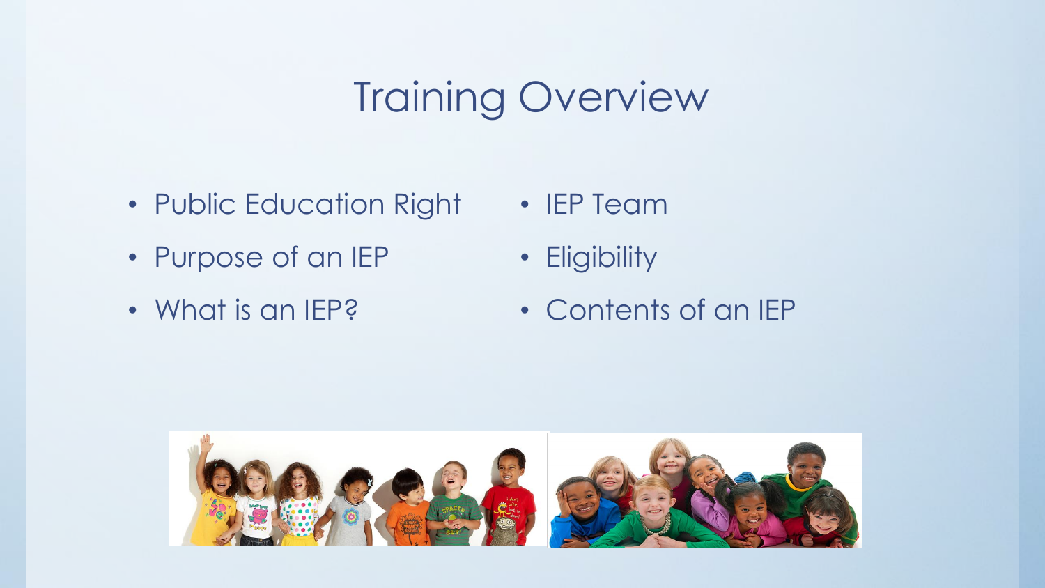# Training Overview

- Public Education Right
- Purpose of an IEP
- What is an IEP?
- IEP Team
- Eligibility
- Contents of an IEP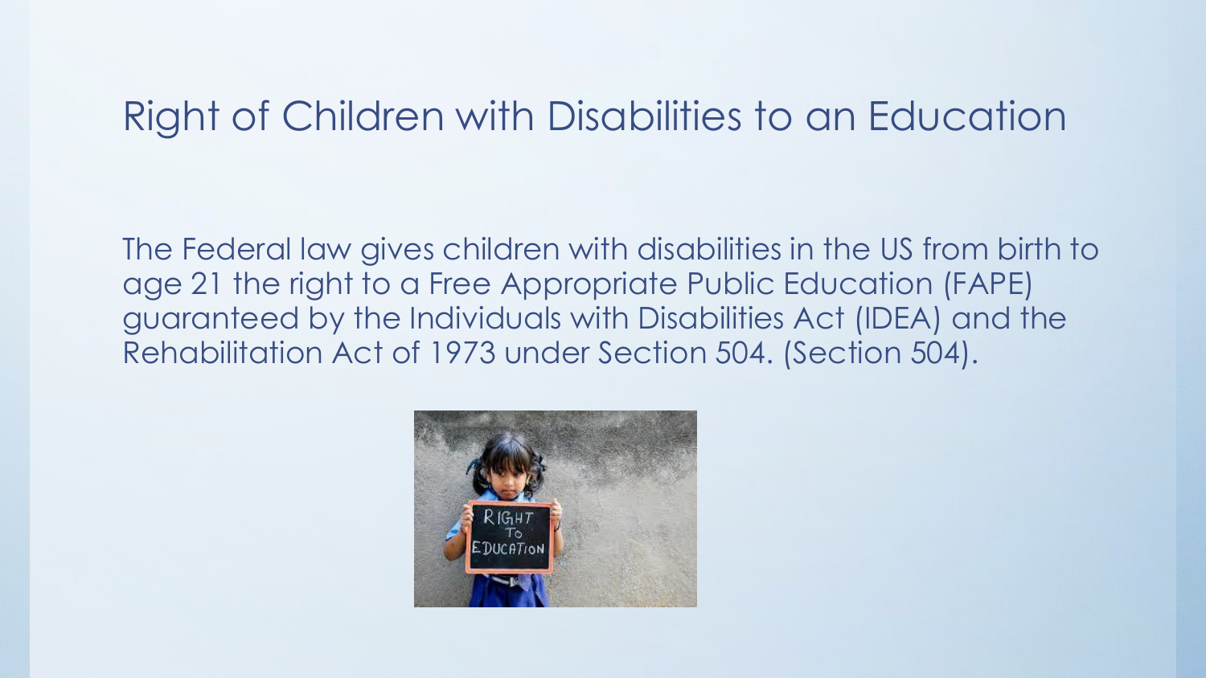# Right of Children with Disabilities to an Education

The Federal law gives children with disabilities in the US from birth to age 21 the right to a Free Appropriate Public Education (FAPE) guaranteed by the Individuals with Disabilities Act (IDEA) and the Rehabilitation Act of 1973 under Section 504. (Section 504).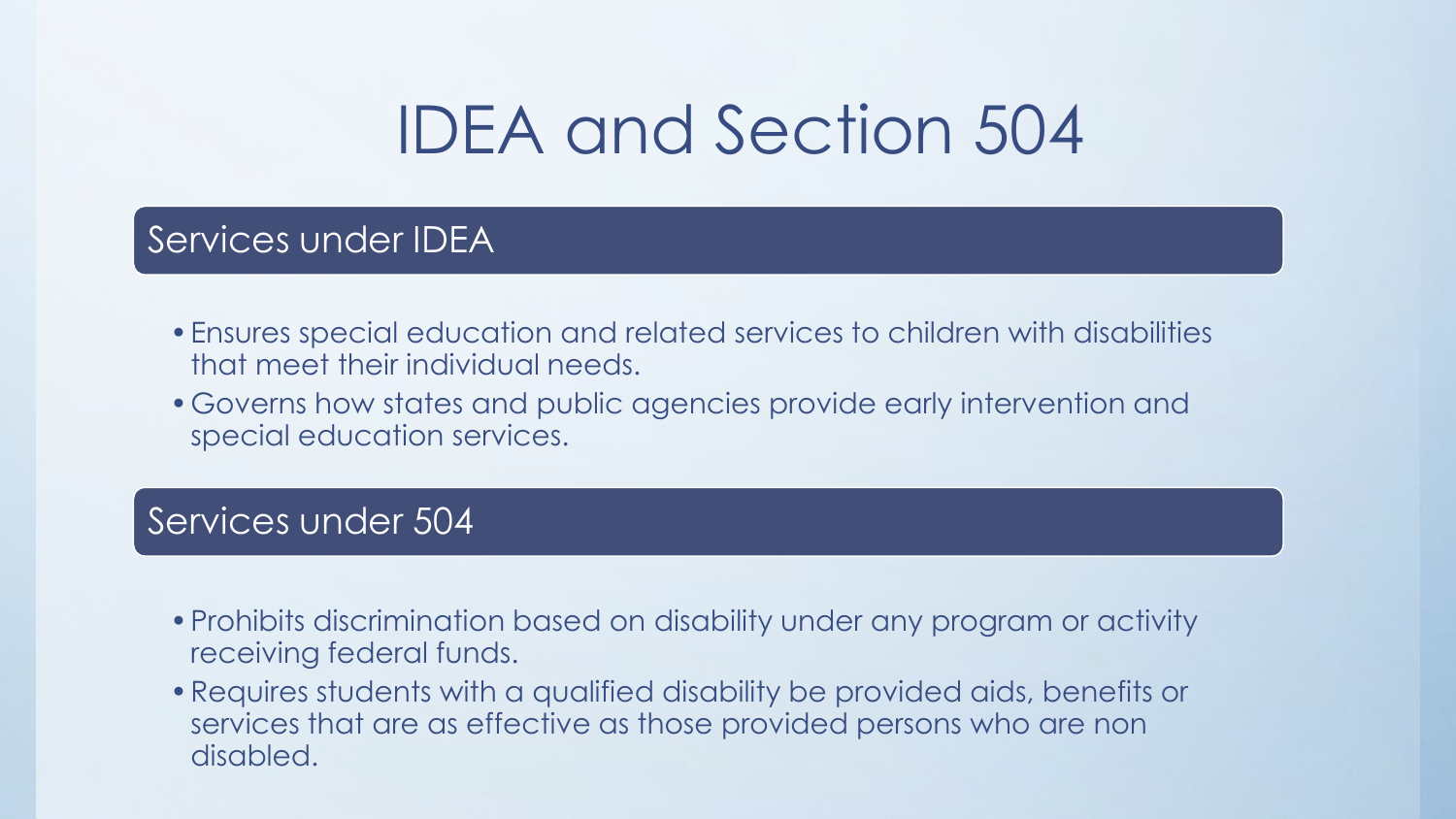# IDEA and Section 504

## Services under IDEA

- Ensures special education and related services to children with disabilities that meet their individual needs.
- Governs how states and public agencies provide early intervention and special education services.

## Services under 504

- Prohibits discrimination based on disability under any program or activity receiving federal funds.
- Requires students with a qualified disability be provided aids, benefits or services that are as effective as those provided persons who are non disabled.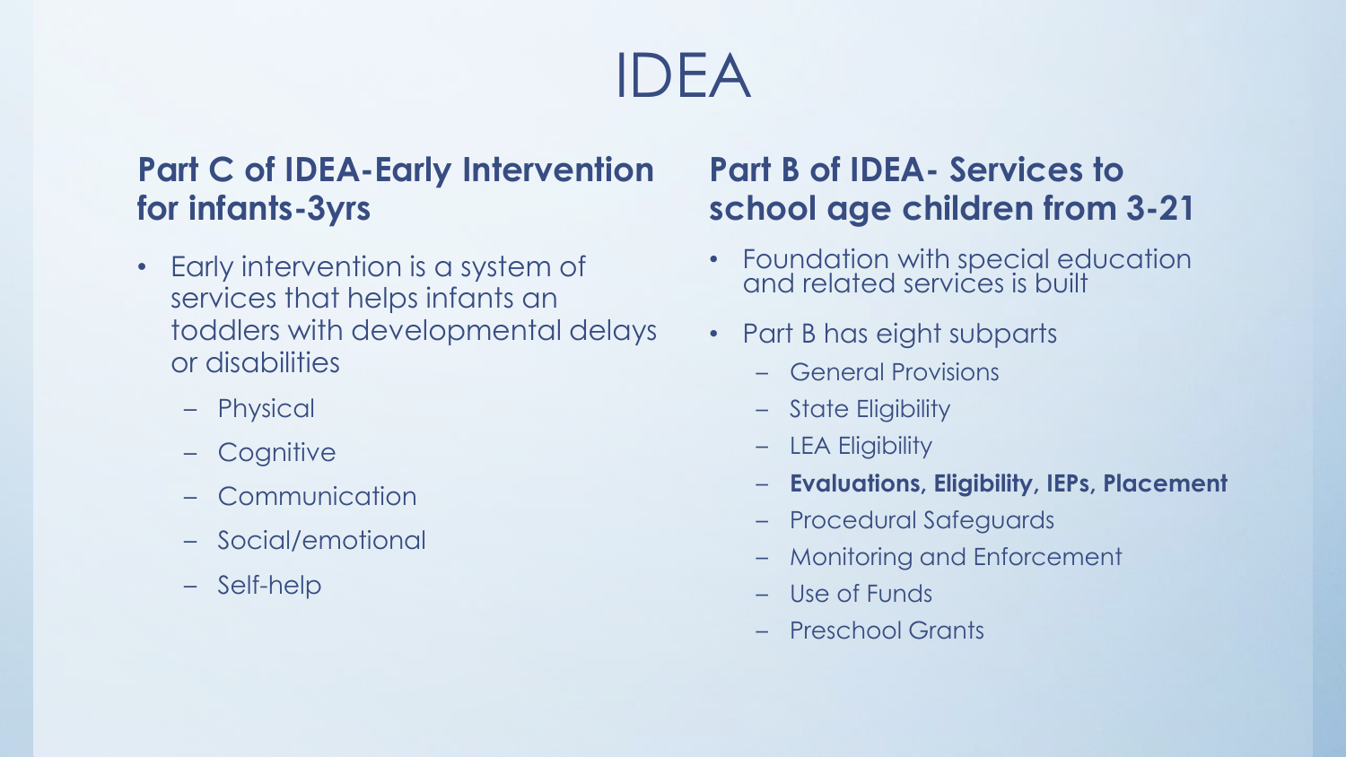# IDEA

## Part C of IDEA-Early Intervention for infants-3yrs

- Early intervention is a system of services that helps infants an toddlers with developmental delays or disabilities
  - Physical
  - Cognitive
  - Communication
  - Social/emotional
  - Self-help

## Part B of IDEA- Services to school age children from 3-21

- Foundation with special education and related services is built
- Part B has eight subparts
  - General Provisions
  - State Eligibility
  - LEA Eligibility
  - **Evaluations, Eligibility, IEPs, Placement**
  - Procedural Safeguards
  - Monitoring and Enforcement
  - Use of Funds
  - Preschool Grants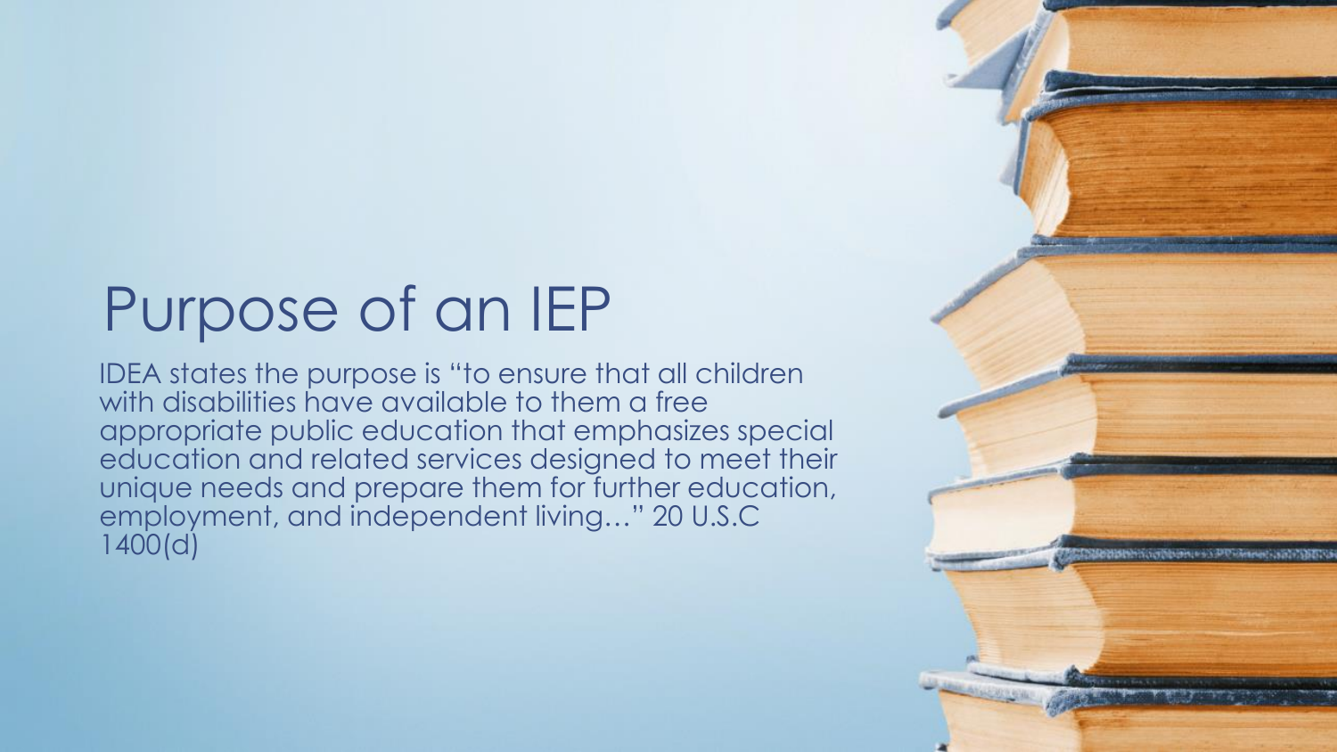# Purpose of an IEP

IDEA states the purpose is "to ensure that all children with disabilities have available to them a free appropriate public education that emphasizes special education and related services designed to meet their unique needs and prepare them for further education, employment, and independent living…" 20 U.S.C 1400(d)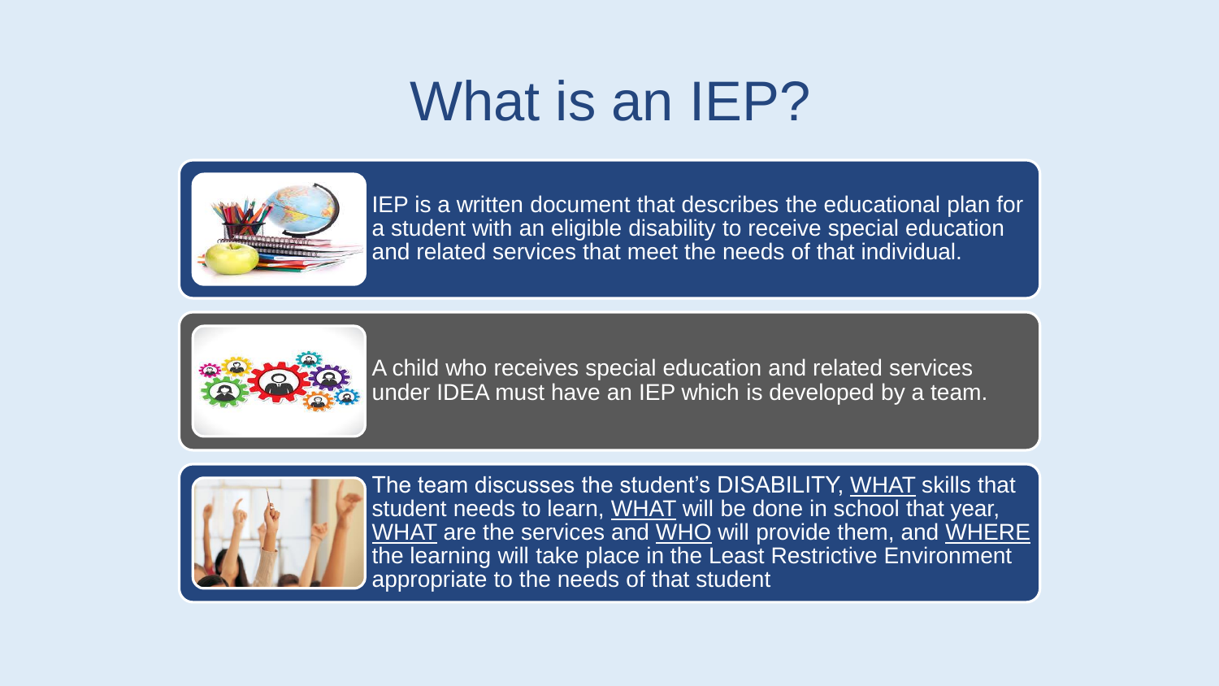# What is an IEP?

IEP is a written document that describes the educational plan for a student with an eligible disability to receive special education and related services that meet the needs of that individual.

A child who receives special education and related services under IDEA must have an IEP which is developed by a team.

The team discusses the student's DISABILITY, <u>WHAT</u> skills that student needs to learn, <u>WHAT</u> will be done in school that year, <u>WHAT</u> are the services and <u>WHO</u> will provide them, and <u>WHERE</u> the learning will take place in the Least Restrictive Environment appropriate to the needs of that student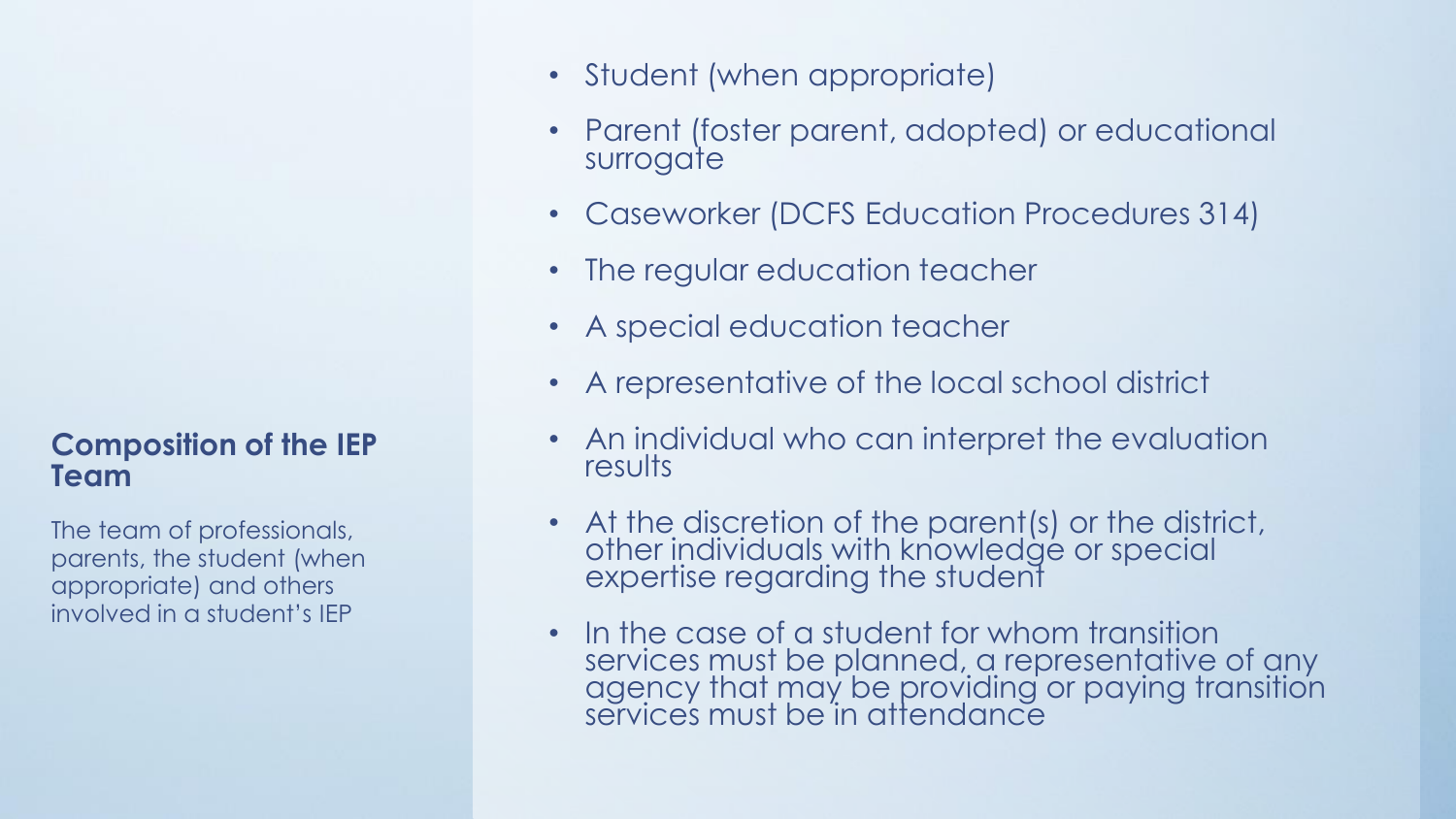## Composition of the IEP Team

The team of professionals, parents, the student (when appropriate) and others involved in a student's IEP

- Student (when appropriate)
- Parent (foster parent, adopted) or educational surrogate
- Caseworker (DCFS Education Procedures 314)
- The regular education teacher
- A special education teacher
- A representative of the local school district
- An individual who can interpret the evaluation results
- At the discretion of the parent(s) or the district, other individuals with knowledge or special expertise regarding the student
- In the case of a student for whom transition services must be planned, a representative of any agency that may be providing or paying transition services must be in attendance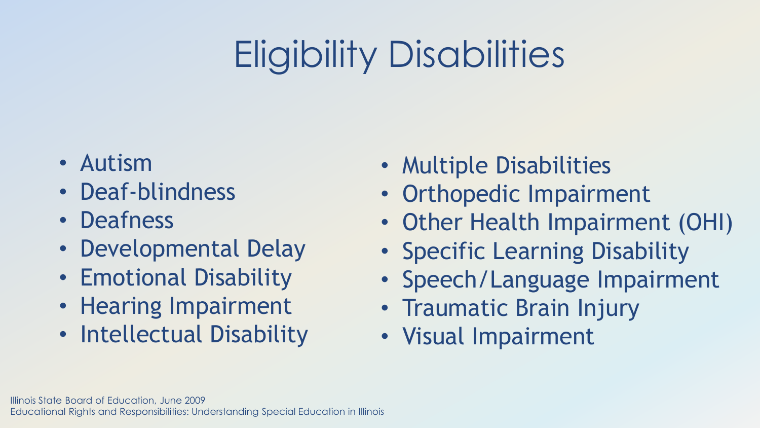# Eligibility Disabilities

- Autism
- Deaf-blindness
- Deafness
- Developmental Delay
- Emotional Disability
- Hearing Impairment
- Intellectual Disability
- Multiple Disabilities
- Orthopedic Impairment
- Other Health Impairment (OHI)
- Specific Learning Disability
- Speech/Language Impairment
- Traumatic Brain Injury
- Visual Impairment

Illinois State Board of Education, June 2009
Educational Rights and Responsibilities: Understanding Special Education in Illinois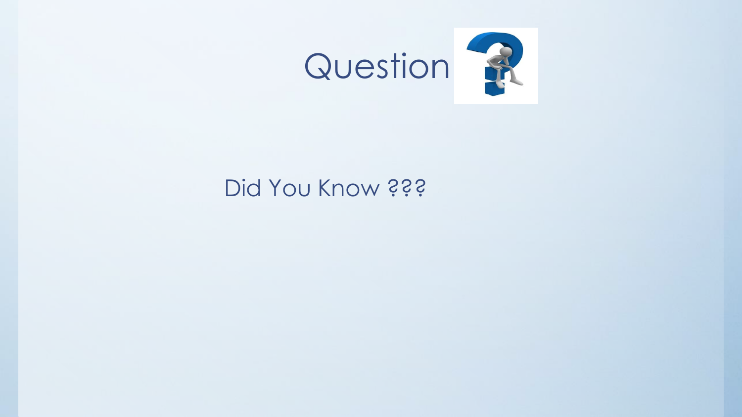# Question

Did You Know ???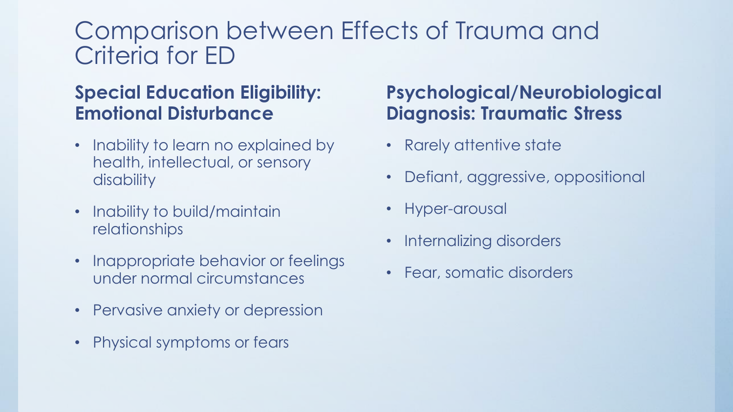# Comparison between Effects of Trauma and Criteria for ED

## Special Education Eligibility: Emotional Disturbance

- Inability to learn no explained by health, intellectual, or sensory disability
- Inability to build/maintain relationships
- Inappropriate behavior or feelings under normal circumstances
- Pervasive anxiety or depression
- Physical symptoms or fears

## Psychological/Neurobiological Diagnosis: Traumatic Stress

- Rarely attentive state
- Defiant, aggressive, oppositional
- Hyper-arousal
- Internalizing disorders
- Fear, somatic disorders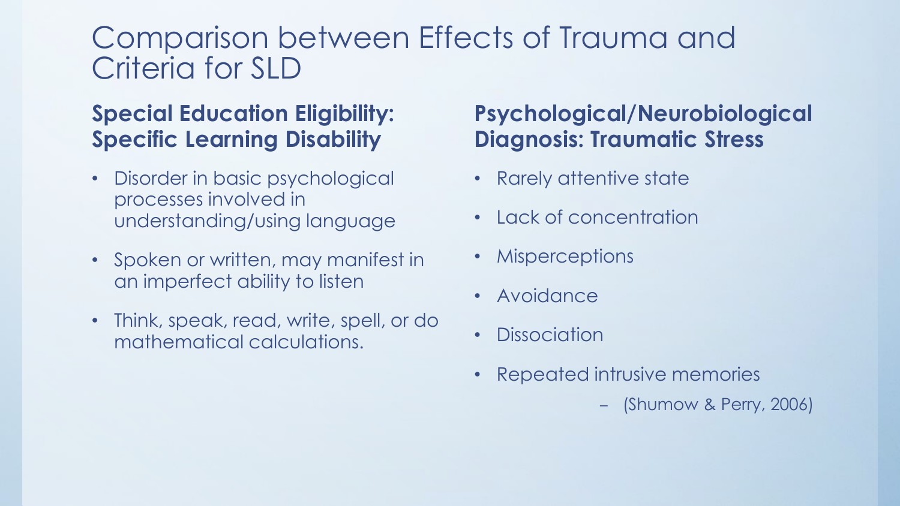# Comparison between Effects of Trauma and Criteria for SLD

## Special Education Eligibility: Specific Learning Disability

- Disorder in basic psychological processes involved in understanding/using language
- Spoken or written, may manifest in an imperfect ability to listen
- Think, speak, read, write, spell, or do mathematical calculations.

## Psychological/Neurobiological Diagnosis: Traumatic Stress

- Rarely attentive state
- Lack of concentration
- Misperceptions
- Avoidance
- Dissociation
- Repeated intrusive memories
  - (Shumow & Perry, 2006)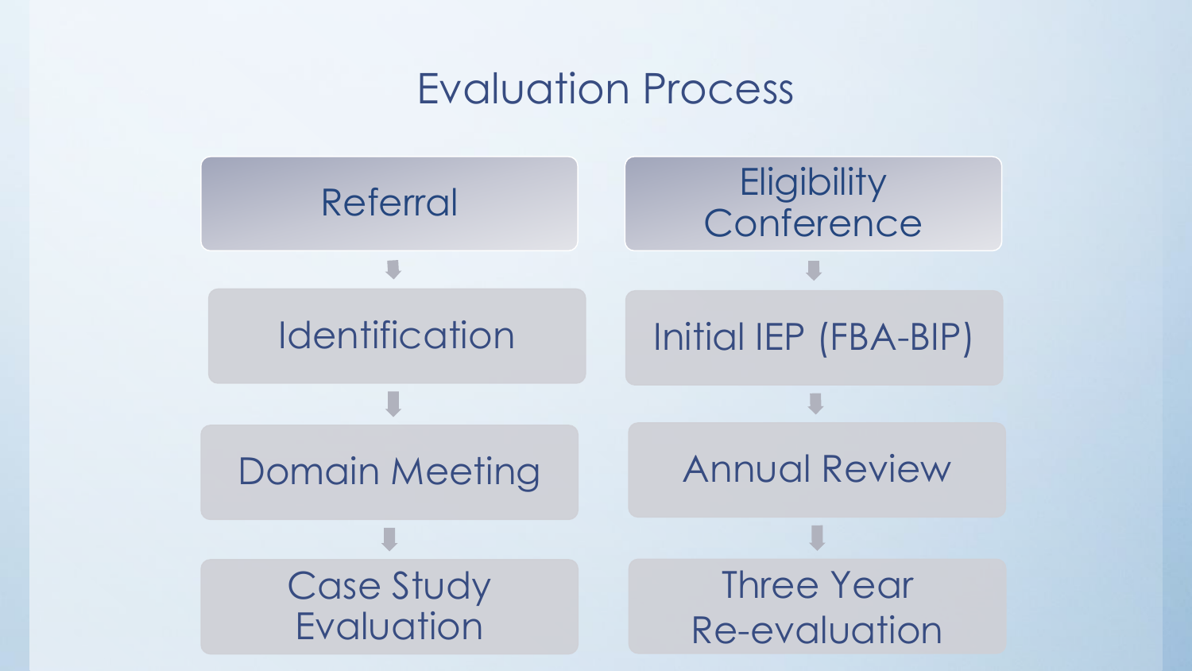# Evaluation Process

1. Referral
2. Identification
3. Domain Meeting
4. Case Study Evaluation
5. Eligibility Conference
6. Initial IEP (FBA-BIP)
7. Annual Review
8. Three Year Re-evaluation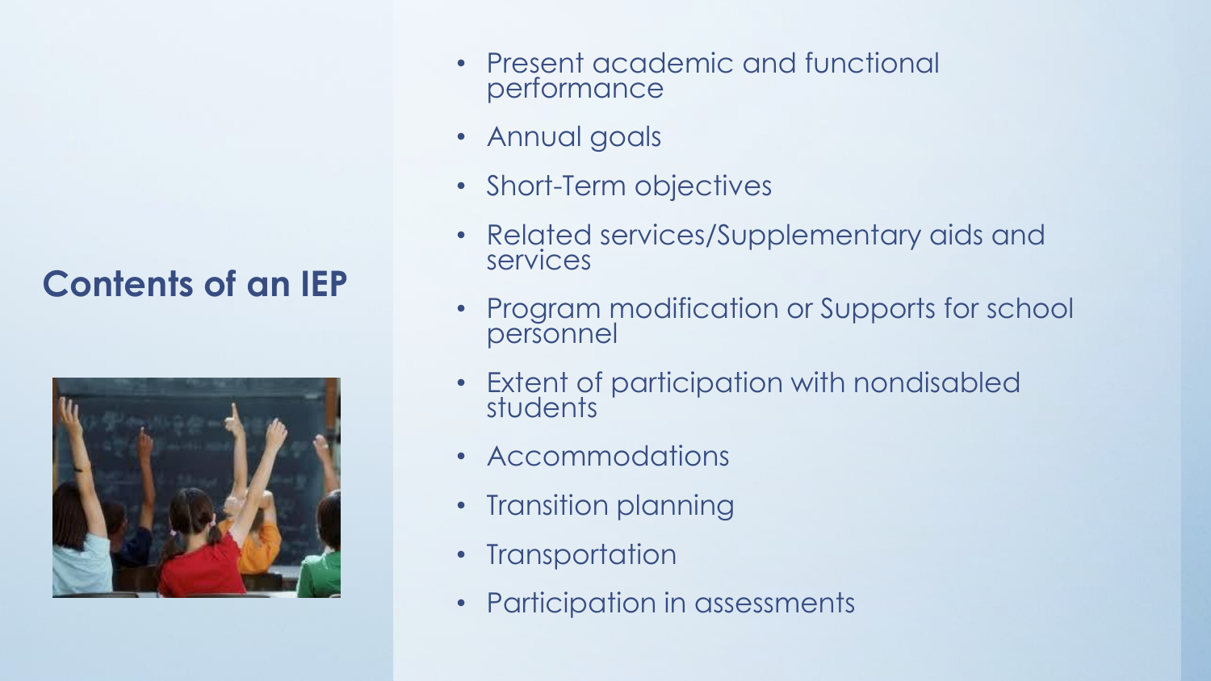## Contents of an IEP

- Present academic and functional performance
- Annual goals
- Short-Term objectives
- Related services/Supplementary aids and services
- Program modification or Supports for school personnel
- Extent of participation with nondisabled students
- Accommodations
- Transition planning
- Transportation
- Participation in assessments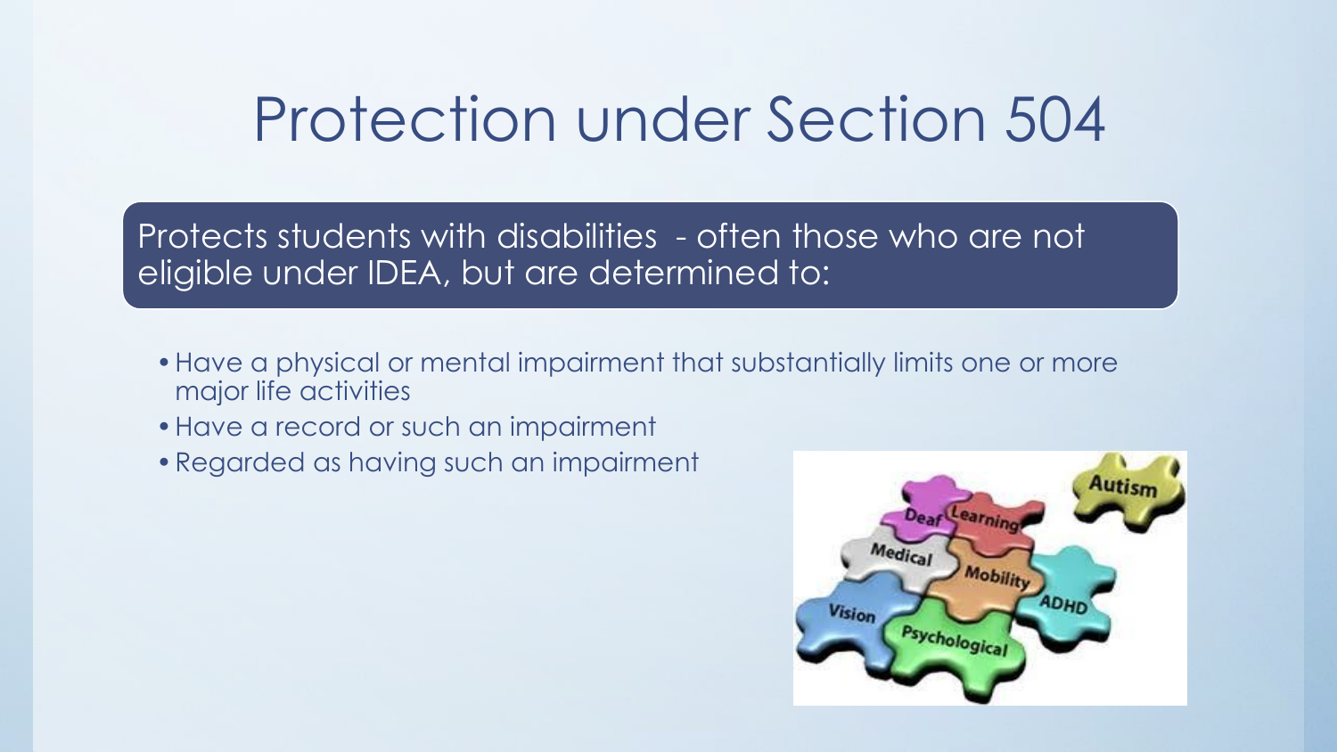# Protection under Section 504

Protects students with disabilities - often those who are not eligible under IDEA, but are determined to:

- Have a physical or mental impairment that substantially limits one or more major life activities
- Have a record or such an impairment
- Regarded as having such an impairment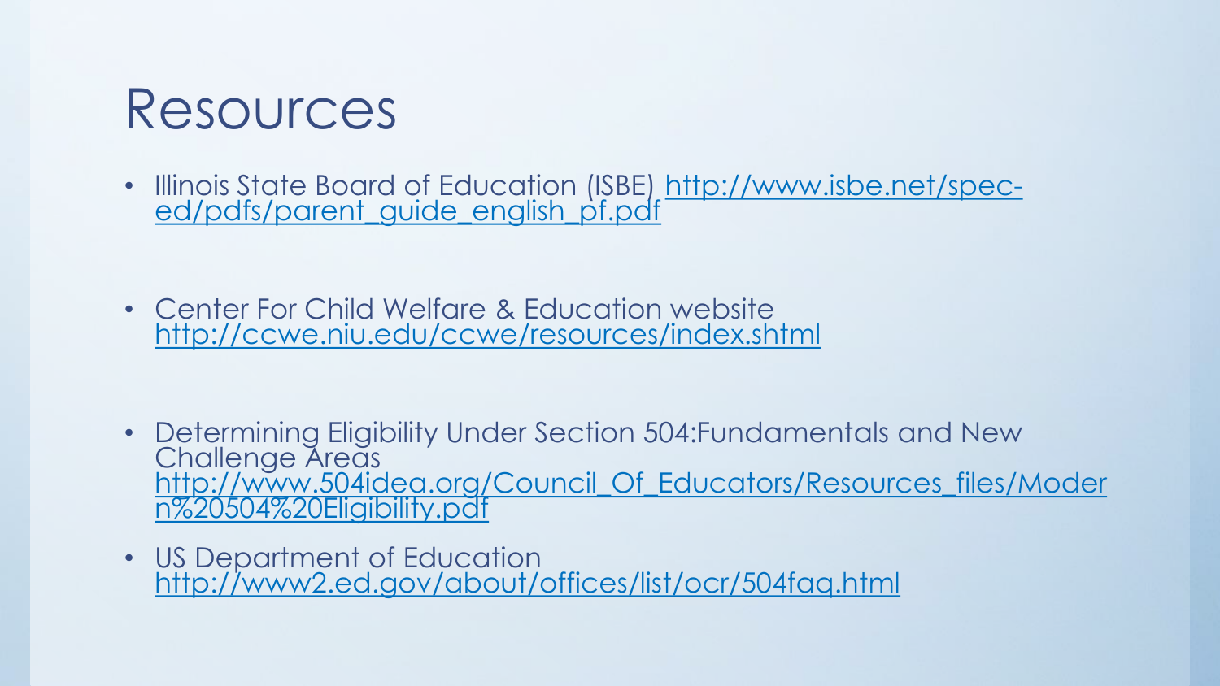# Resources

- Illinois State Board of Education (ISBE) http://www.isbe.net/spec-ed/pdfs/parent_guide_english_pf.pdf

- Center For Child Welfare & Education website http://ccwe.niu.edu/ccwe/resources/index.shtml

- Determining Eligibility Under Section 504:Fundamentals and New Challenge Areas http://www.504idea.org/Council_Of_Educators/Resources_files/Modern%20504%20Eligibility.pdf

- US Department of Education http://www2.ed.gov/about/offices/list/ocr/504faq.html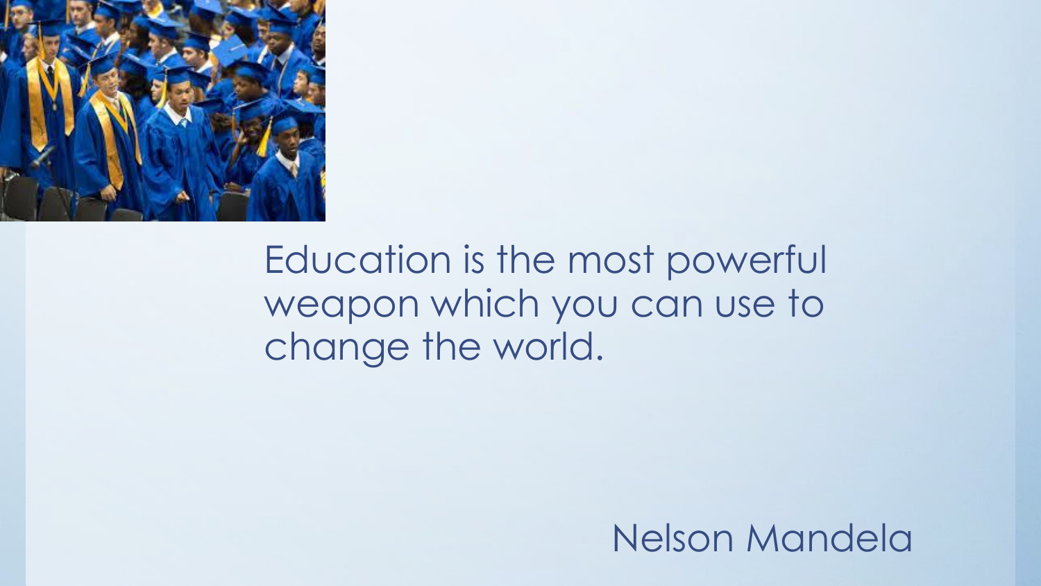Education is the most powerful weapon which you can use to change the world.

Nelson Mandela